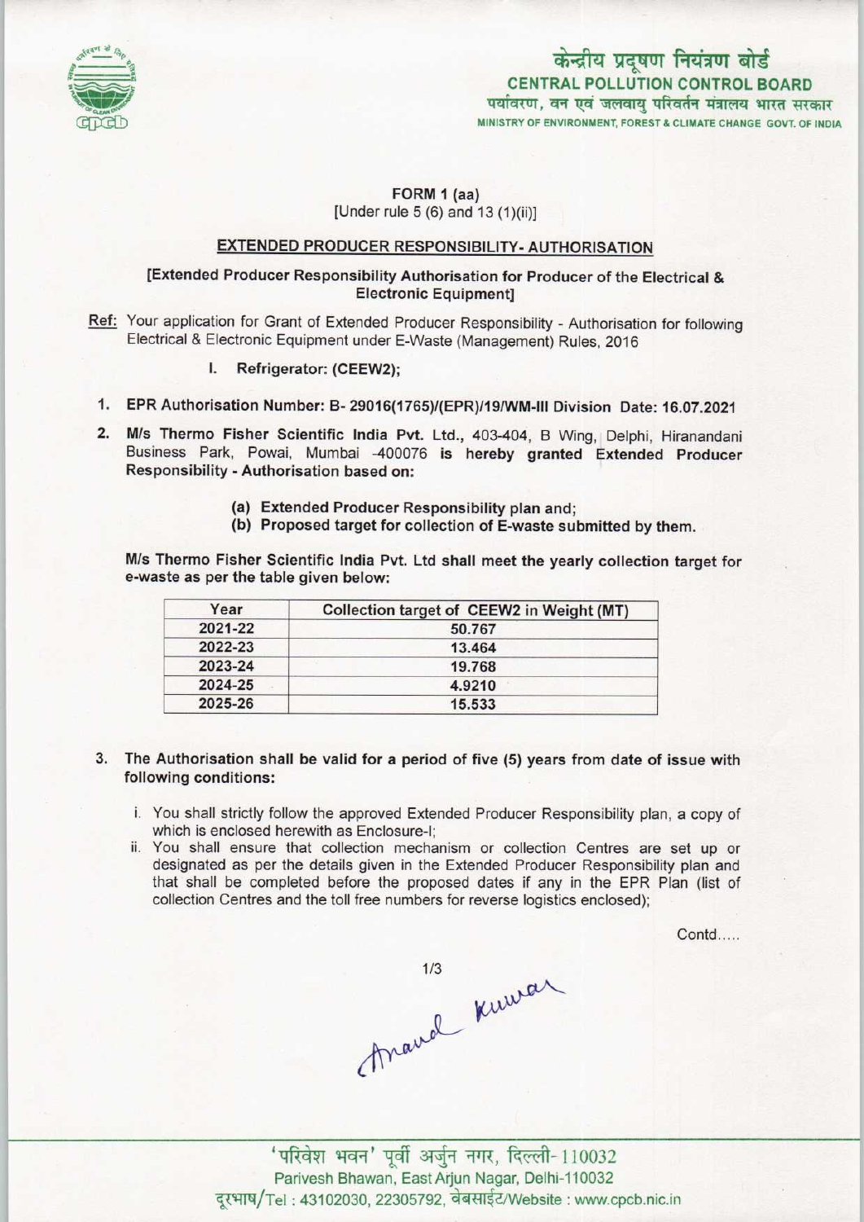केन्द्रीय प्रदूषण नियंत्रण बोर्ड
CENTRAL POLLUTION CONTROL BOARD
पर्यावरण, वन एवं जलवायु परिवर्तन मंत्रालय भारत सरकार
MINISTRY OF ENVIRONMENT, FOREST & CLIMATE CHANGE GOVT. OF INDIA

**FORM 1 (aa)**
[Under rule 5 (6) and 13 (1)(ii)]

## EXTENDED PRODUCER RESPONSIBILITY- AUTHORISATION

**[Extended Producer Responsibility Authorisation for Producer of the Electrical & Electronic Equipment]**

**Ref:** Your application for Grant of Extended Producer Responsibility - Authorisation for following Electrical & Electronic Equipment under E-Waste (Management) Rules, 2016

I. **Refrigerator: (CEEW2);**

1. **EPR Authorisation Number: B- 29016(1765)/(EPR)/19/WM-III Division Date: 16.07.2021**

2. **M/s Thermo Fisher Scientific India Pvt. Ltd.,** 403-404, B Wing, Delphi, Hiranandani Business Park, Powai, Mumbai -400076 **is hereby granted Extended Producer Responsibility - Authorisation based on:**

   **(a) Extended Producer Responsibility plan and;**
   **(b) Proposed target for collection of E-waste submitted by them.**

**M/s Thermo Fisher Scientific India Pvt. Ltd shall meet the yearly collection target for e-waste as per the table given below:**

| Year | Collection target of CEEW2 in Weight (MT) |
|---|---|
| 2021-22 | 50.767 |
| 2022-23 | 13.464 |
| 2023-24 | 19.768 |
| 2024-25 | 4.9210 |
| 2025-26 | 15.533 |

3. **The Authorisation shall be valid for a period of five (5) years from date of issue with following conditions:**

   i. You shall strictly follow the approved Extended Producer Responsibility plan, a copy of which is enclosed herewith as Enclosure-I;
   ii. You shall ensure that collection mechanism or collection Centres are set up or designated as per the details given in the Extended Producer Responsibility plan and that shall be completed before the proposed dates if any in the EPR Plan (list of collection Centres and the toll free numbers for reverse logistics enclosed);

Contd.....

'परिवेश भवन' पूर्वी अर्जुन नगर, दिल्ली-110032
Parivesh Bhawan, East Arjun Nagar, Delhi-110032
दूरभाष/Tel : 43102030, 22305792, वेबसाईट/Website : www.cpcb.nic.in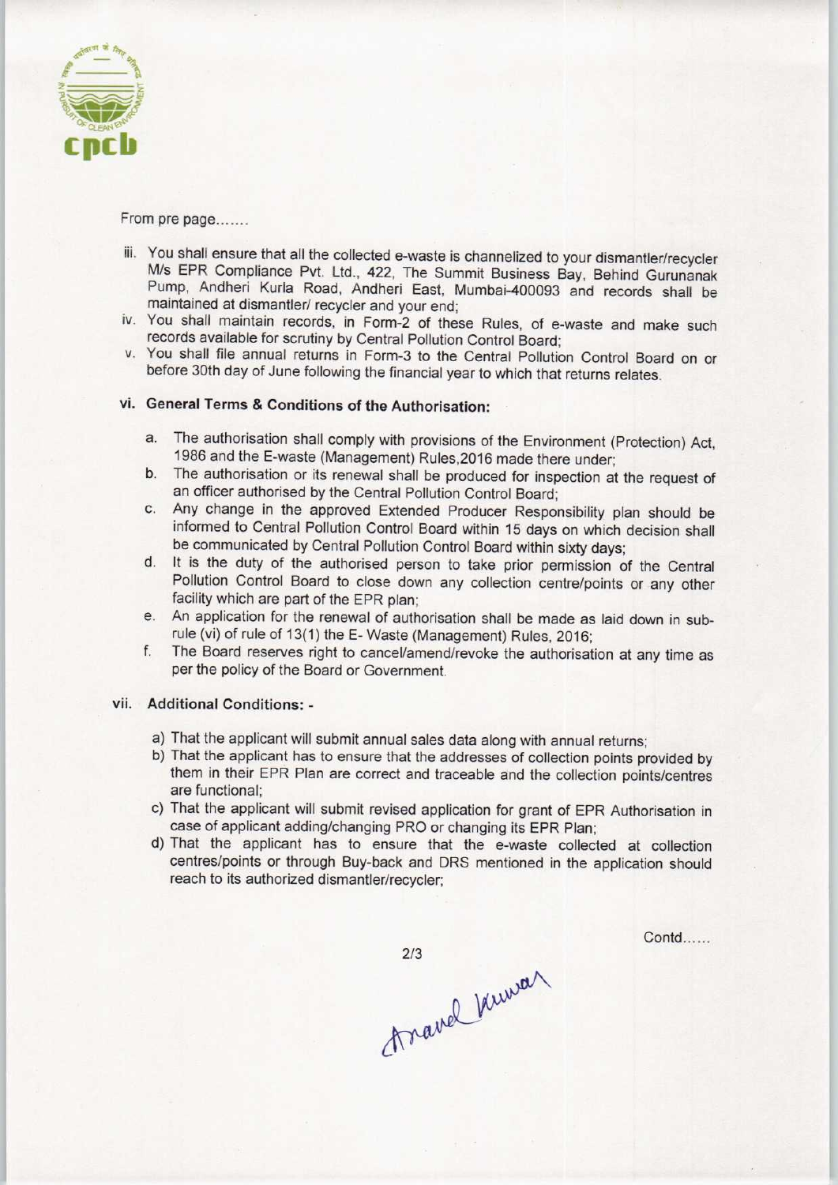From pre page.......

iii. You shall ensure that all the collected e-waste is channelized to your dismantler/recycler M/s EPR Compliance Pvt. Ltd., 422, The Summit Business Bay, Behind Gurunanak Pump, Andheri Kurla Road, Andheri East, Mumbai-400093 and records shall be maintained at dismantler/ recycler and your end;
iv. You shall maintain records, in Form-2 of these Rules, of e-waste and make such records available for scrutiny by Central Pollution Control Board;
v. You shall file annual returns in Form-3 to the Central Pollution Control Board on or before 30th day of June following the financial year to which that returns relates.

### vi. General Terms & Conditions of the Authorisation:

a. The authorisation shall comply with provisions of the Environment (Protection) Act, 1986 and the E-waste (Management) Rules,2016 made there under;
b. The authorisation or its renewal shall be produced for inspection at the request of an officer authorised by the Central Pollution Control Board;
c. Any change in the approved Extended Producer Responsibility plan should be informed to Central Pollution Control Board within 15 days on which decision shall be communicated by Central Pollution Control Board within sixty days;
d. It is the duty of the authorised person to take prior permission of the Central Pollution Control Board to close down any collection centre/points or any other facility which are part of the EPR plan;
e. An application for the renewal of authorisation shall be made as laid down in sub-rule (vi) of rule of 13(1) the E- Waste (Management) Rules, 2016;
f. The Board reserves right to cancel/amend/revoke the authorisation at any time as per the policy of the Board or Government.

### vii. Additional Conditions: -

a) That the applicant will submit annual sales data along with annual returns;
b) That the applicant has to ensure that the addresses of collection points provided by them in their EPR Plan are correct and traceable and the collection points/centres are functional;
c) That the applicant will submit revised application for grant of EPR Authorisation in case of applicant adding/changing PRO or changing its EPR Plan;
d) That the applicant has to ensure that the e-waste collected at collection centres/points or through Buy-back and DRS mentioned in the application should reach to its authorized dismantler/recycler;

Contd......

Anand Kumar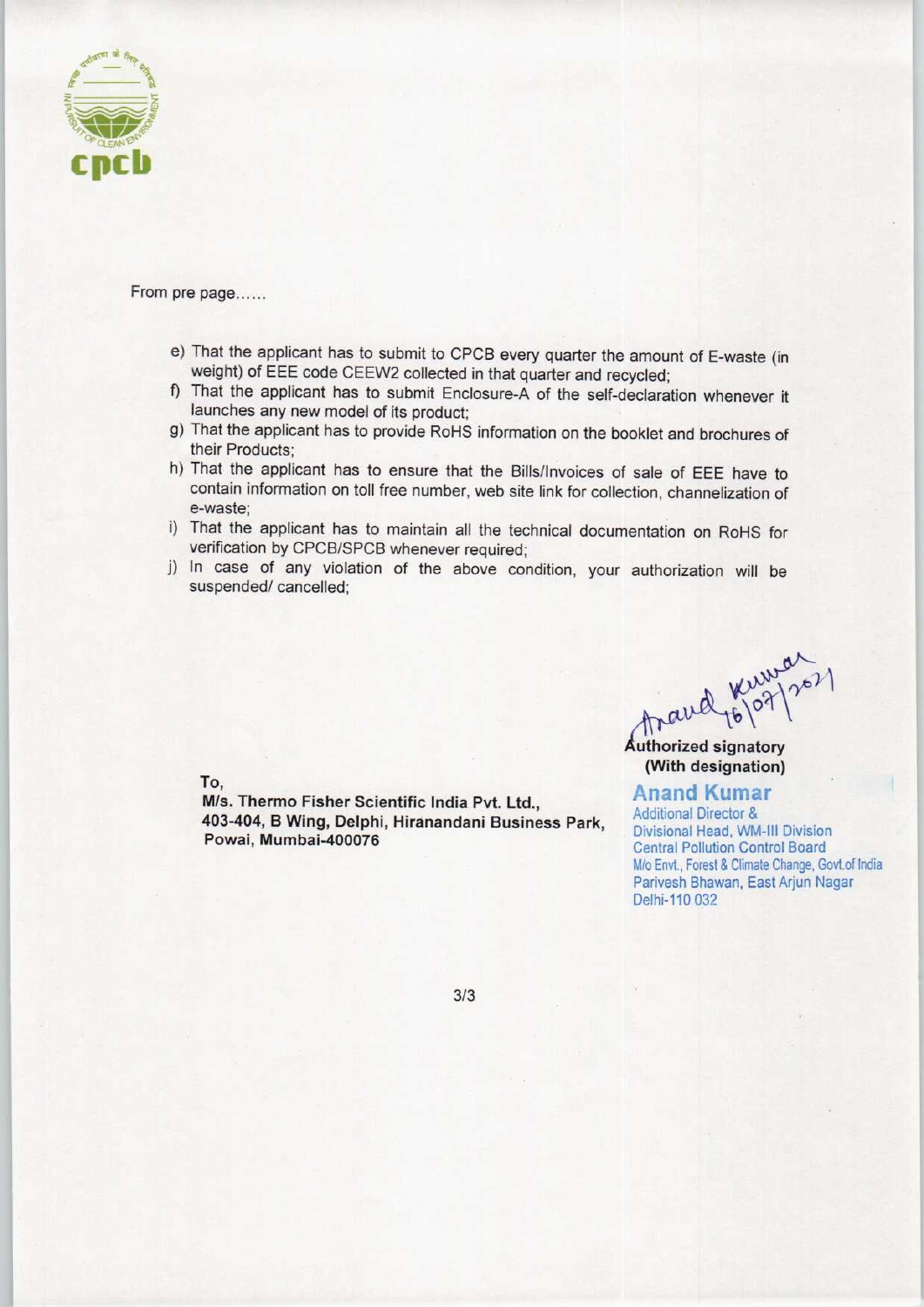From pre page......

e) That the applicant has to submit to CPCB every quarter the amount of E-waste (in weight) of EEE code CEEW2 collected in that quarter and recycled;
f) That the applicant has to submit Enclosure-A of the self-declaration whenever it launches any new model of its product;
g) That the applicant has to provide RoHS information on the booklet and brochures of their Products;
h) That the applicant has to ensure that the Bills/Invoices of sale of EEE have to contain information on toll free number, web site link for collection, channelization of e-waste;
i) That the applicant has to maintain all the technical documentation on RoHS for verification by CPCB/SPCB whenever required;
j) In case of any violation of the above condition, your authorization will be suspended/ cancelled;

Anand Kumar 16/07/2021

**Authorized signatory**
**(With designation)**

**Anand Kumar**
Additional Director &
Divisional Head, WM-III Division
Central Pollution Control Board
M/o Envt., Forest & Climate Change, Govt.of India
Parivesh Bhawan, East Arjun Nagar
Delhi-110 032

To,
**M/s. Thermo Fisher Scientific India Pvt. Ltd.,**
**403-404, B Wing, Delphi, Hiranandani Business Park,**
**Powai, Mumbai-400076**